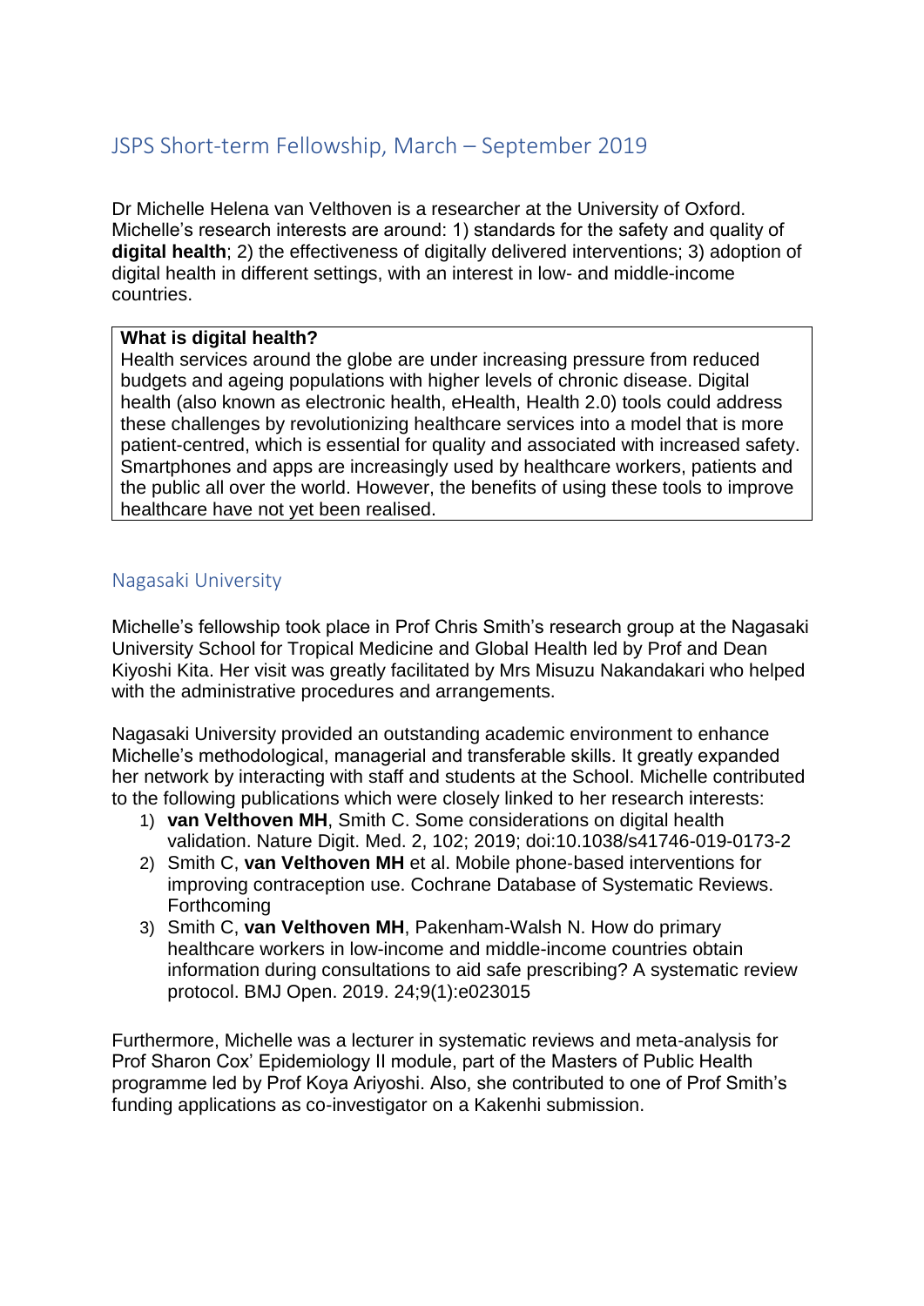# JSPS Short-term Fellowship, March – September 2019

Dr Michelle Helena van Velthoven is a researcher at the University of Oxford. Michelle's research interests are around: 1) standards for the safety and quality of **digital health**; 2) the effectiveness of digitally delivered interventions; 3) adoption of digital health in different settings, with an interest in low- and middle-income countries.

> **What is digital health?**
> Health services around the globe are under increasing pressure from reduced budgets and ageing populations with higher levels of chronic disease. Digital health (also known as electronic health, eHealth, Health 2.0) tools could address these challenges by revolutionizing healthcare services into a model that is more patient-centred, which is essential for quality and associated with increased safety. Smartphones and apps are increasingly used by healthcare workers, patients and the public all over the world. However, the benefits of using these tools to improve healthcare have not yet been realised.

## Nagasaki University

Michelle's fellowship took place in Prof Chris Smith's research group at the Nagasaki University School for Tropical Medicine and Global Health led by Prof and Dean Kiyoshi Kita. Her visit was greatly facilitated by Mrs Misuzu Nakandakari who helped with the administrative procedures and arrangements.

Nagasaki University provided an outstanding academic environment to enhance Michelle's methodological, managerial and transferable skills. It greatly expanded her network by interacting with staff and students at the School. Michelle contributed to the following publications which were closely linked to her research interests:

1) **van Velthoven MH**, Smith C. Some considerations on digital health validation. Nature Digit. Med. 2, 102; 2019; doi:10.1038/s41746-019-0173-2
2) Smith C, **van Velthoven MH** et al. Mobile phone-based interventions for improving contraception use. Cochrane Database of Systematic Reviews. Forthcoming
3) Smith C, **van Velthoven MH**, Pakenham-Walsh N. How do primary healthcare workers in low-income and middle-income countries obtain information during consultations to aid safe prescribing? A systematic review protocol. BMJ Open. 2019. 24;9(1):e023015

Furthermore, Michelle was a lecturer in systematic reviews and meta-analysis for Prof Sharon Cox' Epidemiology II module, part of the Masters of Public Health programme led by Prof Koya Ariyoshi. Also, she contributed to one of Prof Smith's funding applications as co-investigator on a Kakenhi submission.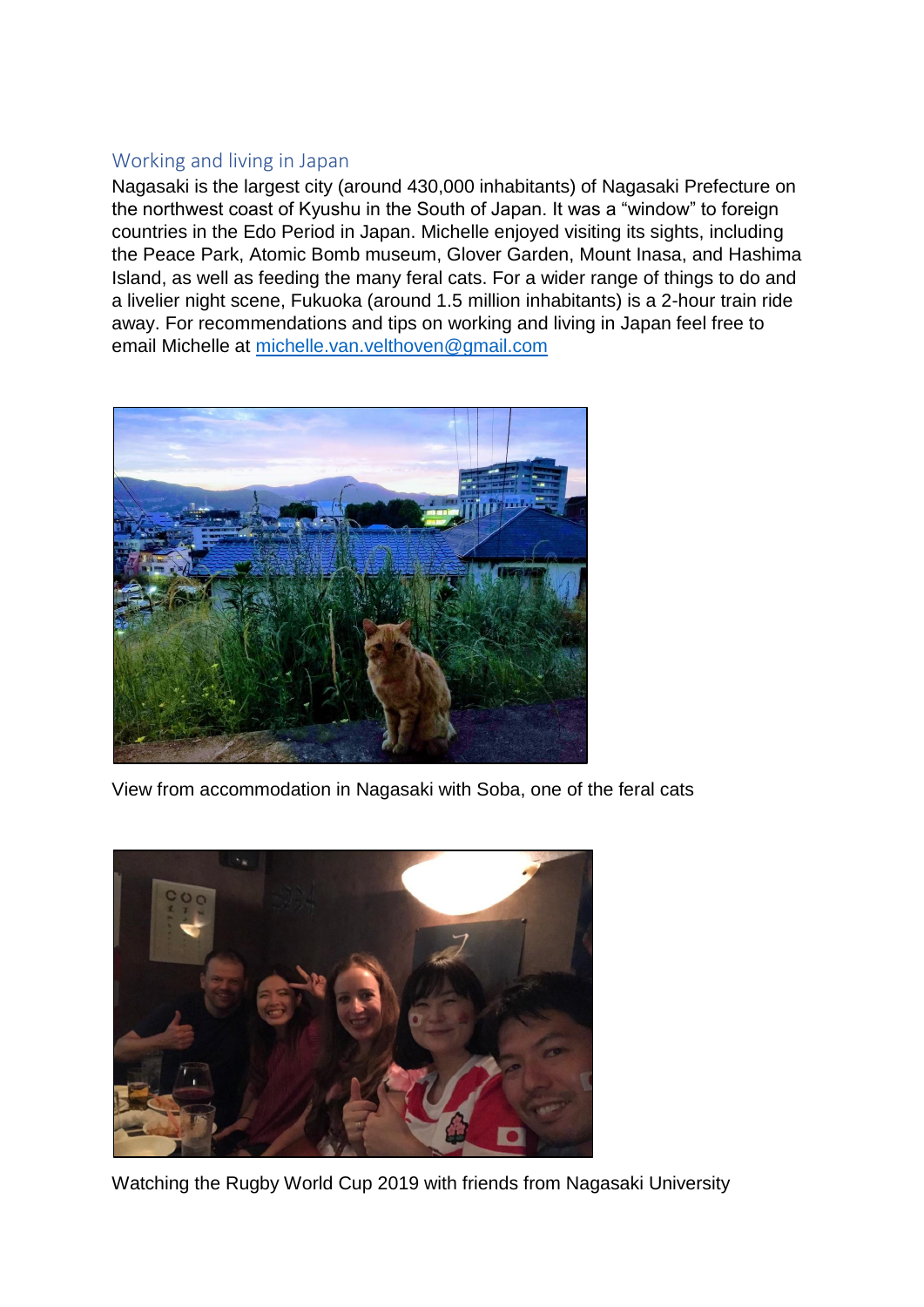## Working and living in Japan

Nagasaki is the largest city (around 430,000 inhabitants) of Nagasaki Prefecture on the northwest coast of Kyushu in the South of Japan. It was a "window" to foreign countries in the Edo Period in Japan. Michelle enjoyed visiting its sights, including the Peace Park, Atomic Bomb museum, Glover Garden, Mount Inasa, and Hashima Island, as well as feeding the many feral cats. For a wider range of things to do and a livelier night scene, Fukuoka (around 1.5 million inhabitants) is a 2-hour train ride away. For recommendations and tips on working and living in Japan feel free to email Michelle at [michelle.van.velthoven@gmail.com](mailto:michelle.van.velthoven@gmail.com)

View from accommodation in Nagasaki with Soba, one of the feral cats

Watching the Rugby World Cup 2019 with friends from Nagasaki University